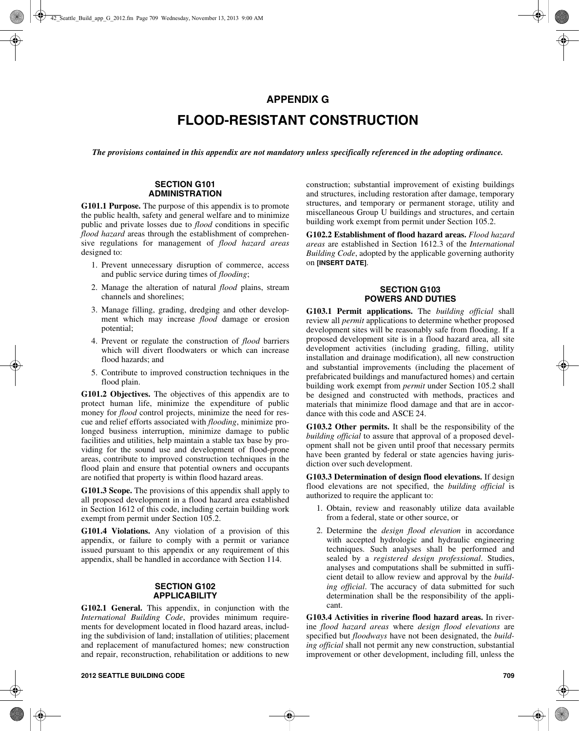# APPENDIX G

# FLOOD-RESISTANT CONSTRUCTION

***The provisions contained in this appendix are not mandatory unless specifically referenced in the adopting ordinance.***

## SECTION G101 ADMINISTRATION

**G101.1 Purpose.** The purpose of this appendix is to promote the public health, safety and general welfare and to minimize public and private losses due to *flood* conditions in specific *flood hazard* areas through the establishment of comprehensive regulations for management of *flood hazard areas* designed to:

1. Prevent unnecessary disruption of commerce, access and public service during times of *flooding*;
2. Manage the alteration of natural *flood* plains, stream channels and shorelines;
3. Manage filling, grading, dredging and other development which may increase *flood* damage or erosion potential;
4. Prevent or regulate the construction of *flood* barriers which will divert floodwaters or which can increase flood hazards; and
5. Contribute to improved construction techniques in the flood plain.

**G101.2 Objectives.** The objectives of this appendix are to protect human life, minimize the expenditure of public money for *flood* control projects, minimize the need for rescue and relief efforts associated with *flooding*, minimize prolonged business interruption, minimize damage to public facilities and utilities, help maintain a stable tax base by providing for the sound use and development of flood-prone areas, contribute to improved construction techniques in the flood plain and ensure that potential owners and occupants are notified that property is within flood hazard areas.

**G101.3 Scope.** The provisions of this appendix shall apply to all proposed development in a flood hazard area established in Section 1612 of this code, including certain building work exempt from permit under Section 105.2.

**G101.4 Violations.** Any violation of a provision of this appendix, or failure to comply with a permit or variance issued pursuant to this appendix or any requirement of this appendix, shall be handled in accordance with Section 114.

## SECTION G102 APPLICABILITY

**G102.1 General.** This appendix, in conjunction with the *International Building Code*, provides minimum requirements for development located in flood hazard areas, including the subdivision of land; installation of utilities; placement and replacement of manufactured homes; new construction and repair, reconstruction, rehabilitation or additions to new construction; substantial improvement of existing buildings and structures, including restoration after damage, temporary structures, and temporary or permanent storage, utility and miscellaneous Group U buildings and structures, and certain building work exempt from permit under Section 105.2.

**G102.2 Establishment of flood hazard areas.** *Flood hazard areas* are established in Section 1612.3 of the *International Building Code*, adopted by the applicable governing authority on **[INSERT DATE]**.

## SECTION G103 POWERS AND DUTIES

**G103.1 Permit applications.** The *building official* shall review all *permit* applications to determine whether proposed development sites will be reasonably safe from flooding. If a proposed development site is in a flood hazard area, all site development activities (including grading, filling, utility installation and drainage modification), all new construction and substantial improvements (including the placement of prefabricated buildings and manufactured homes) and certain building work exempt from *permit* under Section 105.2 shall be designed and constructed with methods, practices and materials that minimize flood damage and that are in accordance with this code and ASCE 24.

**G103.2 Other permits.** It shall be the responsibility of the *building official* to assure that approval of a proposed development shall not be given until proof that necessary permits have been granted by federal or state agencies having jurisdiction over such development.

**G103.3 Determination of design flood elevations.** If design flood elevations are not specified, the *building official* is authorized to require the applicant to:

1. Obtain, review and reasonably utilize data available from a federal, state or other source, or
2. Determine the *design flood elevation* in accordance with accepted hydrologic and hydraulic engineering techniques. Such analyses shall be performed and sealed by a *registered design professional*. Studies, analyses and computations shall be submitted in sufficient detail to allow review and approval by the *building official*. The accuracy of data submitted for such determination shall be the responsibility of the applicant.

**G103.4 Activities in riverine flood hazard areas.** In riverine *flood hazard areas* where *design flood elevations* are specified but *floodways* have not been designated, the *building official* shall not permit any new construction, substantial improvement or other development, including fill, unless the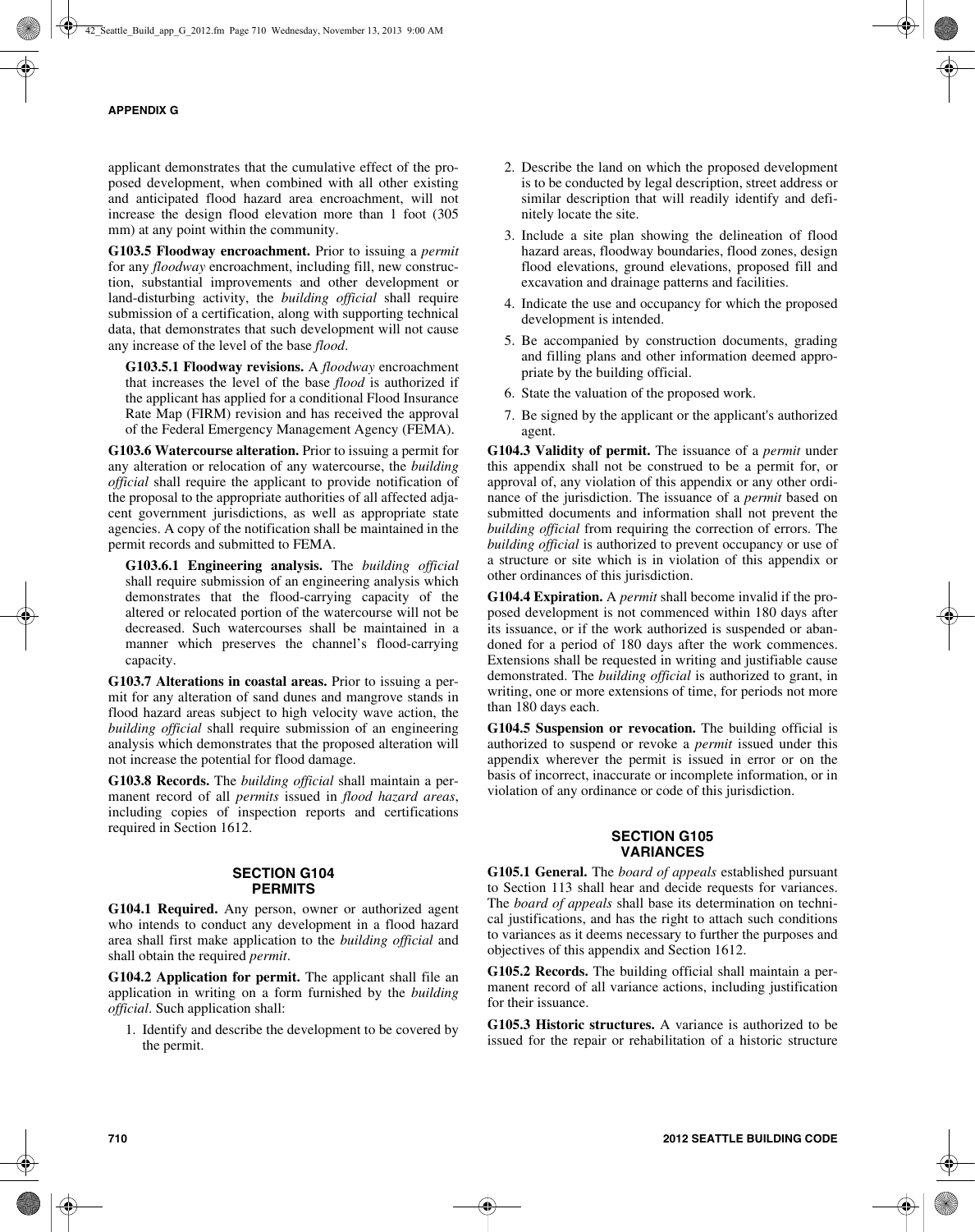applicant demonstrates that the cumulative effect of the proposed development, when combined with all other existing and anticipated flood hazard area encroachment, will not increase the design flood elevation more than 1 foot (305 mm) at any point within the community.

**G103.5 Floodway encroachment.** Prior to issuing a *permit* for any *floodway* encroachment, including fill, new construction, substantial improvements and other development or land-disturbing activity, the *building official* shall require submission of a certification, along with supporting technical data, that demonstrates that such development will not cause any increase of the level of the base *flood*.

**G103.5.1 Floodway revisions.** A *floodway* encroachment that increases the level of the base *flood* is authorized if the applicant has applied for a conditional Flood Insurance Rate Map (FIRM) revision and has received the approval of the Federal Emergency Management Agency (FEMA).

**G103.6 Watercourse alteration.** Prior to issuing a permit for any alteration or relocation of any watercourse, the *building official* shall require the applicant to provide notification of the proposal to the appropriate authorities of all affected adjacent government jurisdictions, as well as appropriate state agencies. A copy of the notification shall be maintained in the permit records and submitted to FEMA.

**G103.6.1 Engineering analysis.** The *building official* shall require submission of an engineering analysis which demonstrates that the flood-carrying capacity of the altered or relocated portion of the watercourse will not be decreased. Such watercourses shall be maintained in a manner which preserves the channel's flood-carrying capacity.

**G103.7 Alterations in coastal areas.** Prior to issuing a permit for any alteration of sand dunes and mangrove stands in flood hazard areas subject to high velocity wave action, the *building official* shall require submission of an engineering analysis which demonstrates that the proposed alteration will not increase the potential for flood damage.

**G103.8 Records.** The *building official* shall maintain a permanent record of all *permits* issued in *flood hazard areas*, including copies of inspection reports and certifications required in Section 1612.

## SECTION G104 PERMITS

**G104.1 Required.** Any person, owner or authorized agent who intends to conduct any development in a flood hazard area shall first make application to the *building official* and shall obtain the required *permit*.

**G104.2 Application for permit.** The applicant shall file an application in writing on a form furnished by the *building official*. Such application shall:

1. Identify and describe the development to be covered by the permit.
2. Describe the land on which the proposed development is to be conducted by legal description, street address or similar description that will readily identify and definitely locate the site.
3. Include a site plan showing the delineation of flood hazard areas, floodway boundaries, flood zones, design flood elevations, ground elevations, proposed fill and excavation and drainage patterns and facilities.
4. Indicate the use and occupancy for which the proposed development is intended.
5. Be accompanied by construction documents, grading and filling plans and other information deemed appropriate by the building official.
6. State the valuation of the proposed work.
7. Be signed by the applicant or the applicant's authorized agent.

**G104.3 Validity of permit.** The issuance of a *permit* under this appendix shall not be construed to be a permit for, or approval of, any violation of this appendix or any other ordinance of the jurisdiction. The issuance of a *permit* based on submitted documents and information shall not prevent the *building official* from requiring the correction of errors. The *building official* is authorized to prevent occupancy or use of a structure or site which is in violation of this appendix or other ordinances of this jurisdiction.

**G104.4 Expiration.** A *permit* shall become invalid if the proposed development is not commenced within 180 days after its issuance, or if the work authorized is suspended or abandoned for a period of 180 days after the work commences. Extensions shall be requested in writing and justifiable cause demonstrated. The *building official* is authorized to grant, in writing, one or more extensions of time, for periods not more than 180 days each.

**G104.5 Suspension or revocation.** The building official is authorized to suspend or revoke a *permit* issued under this appendix wherever the permit is issued in error or on the basis of incorrect, inaccurate or incomplete information, or in violation of any ordinance or code of this jurisdiction.

## SECTION G105 VARIANCES

**G105.1 General.** The *board of appeals* established pursuant to Section 113 shall hear and decide requests for variances. The *board of appeals* shall base its determination on technical justifications, and has the right to attach such conditions to variances as it deems necessary to further the purposes and objectives of this appendix and Section 1612.

**G105.2 Records.** The building official shall maintain a permanent record of all variance actions, including justification for their issuance.

**G105.3 Historic structures.** A variance is authorized to be issued for the repair or rehabilitation of a historic structure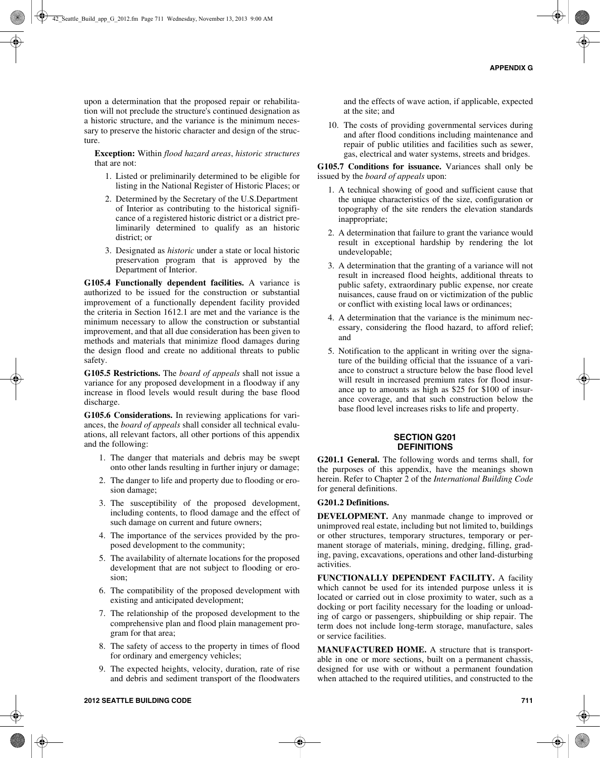upon a determination that the proposed repair or rehabilitation will not preclude the structure's continued designation as a historic structure, and the variance is the minimum necessary to preserve the historic character and design of the structure.

**Exception:** Within *flood hazard areas*, *historic structures* that are not:

1. Listed or preliminarily determined to be eligible for listing in the National Register of Historic Places; or
2. Determined by the Secretary of the U.S.Department of Interior as contributing to the historical significance of a registered historic district or a district preliminarily determined to qualify as an historic district; or
3. Designated as *historic* under a state or local historic preservation program that is approved by the Department of Interior.

**G105.4 Functionally dependent facilities.** A variance is authorized to be issued for the construction or substantial improvement of a functionally dependent facility provided the criteria in Section 1612.1 are met and the variance is the minimum necessary to allow the construction or substantial improvement, and that all due consideration has been given to methods and materials that minimize flood damages during the design flood and create no additional threats to public safety.

**G105.5 Restrictions.** The *board of appeals* shall not issue a variance for any proposed development in a floodway if any increase in flood levels would result during the base flood discharge.

**G105.6 Considerations.** In reviewing applications for variances, the *board of appeals* shall consider all technical evaluations, all relevant factors, all other portions of this appendix and the following:

1. The danger that materials and debris may be swept onto other lands resulting in further injury or damage;
2. The danger to life and property due to flooding or erosion damage;
3. The susceptibility of the proposed development, including contents, to flood damage and the effect of such damage on current and future owners;
4. The importance of the services provided by the proposed development to the community;
5. The availability of alternate locations for the proposed development that are not subject to flooding or erosion;
6. The compatibility of the proposed development with existing and anticipated development;
7. The relationship of the proposed development to the comprehensive plan and flood plain management program for that area;
8. The safety of access to the property in times of flood for ordinary and emergency vehicles;
9. The expected heights, velocity, duration, rate of rise and debris and sediment transport of the floodwaters and the effects of wave action, if applicable, expected at the site; and
10. The costs of providing governmental services during and after flood conditions including maintenance and repair of public utilities and facilities such as sewer, gas, electrical and water systems, streets and bridges.

**G105.7 Conditions for issuance.** Variances shall only be issued by the *board of appeals* upon:

1. A technical showing of good and sufficient cause that the unique characteristics of the size, configuration or topography of the site renders the elevation standards inappropriate;
2. A determination that failure to grant the variance would result in exceptional hardship by rendering the lot undevelopable;
3. A determination that the granting of a variance will not result in increased flood heights, additional threats to public safety, extraordinary public expense, nor create nuisances, cause fraud on or victimization of the public or conflict with existing local laws or ordinances;
4. A determination that the variance is the minimum necessary, considering the flood hazard, to afford relief; and
5. Notification to the applicant in writing over the signature of the building official that the issuance of a variance to construct a structure below the base flood level will result in increased premium rates for flood insurance up to amounts as high as $25 for $100 of insurance coverage, and that such construction below the base flood level increases risks to life and property.

## SECTION G201 DEFINITIONS

**G201.1 General.** The following words and terms shall, for the purposes of this appendix, have the meanings shown herein. Refer to Chapter 2 of the *International Building Code* for general definitions.

**G201.2 Definitions.**

**DEVELOPMENT.** Any manmade change to improved or unimproved real estate, including but not limited to, buildings or other structures, temporary structures, temporary or permanent storage of materials, mining, dredging, filling, grading, paving, excavations, operations and other land-disturbing activities.

**FUNCTIONALLY DEPENDENT FACILITY.** A facility which cannot be used for its intended purpose unless it is located or carried out in close proximity to water, such as a docking or port facility necessary for the loading or unloading of cargo or passengers, shipbuilding or ship repair. The term does not include long-term storage, manufacture, sales or service facilities.

**MANUFACTURED HOME.** A structure that is transportable in one or more sections, built on a permanent chassis, designed for use with or without a permanent foundation when attached to the required utilities, and constructed to the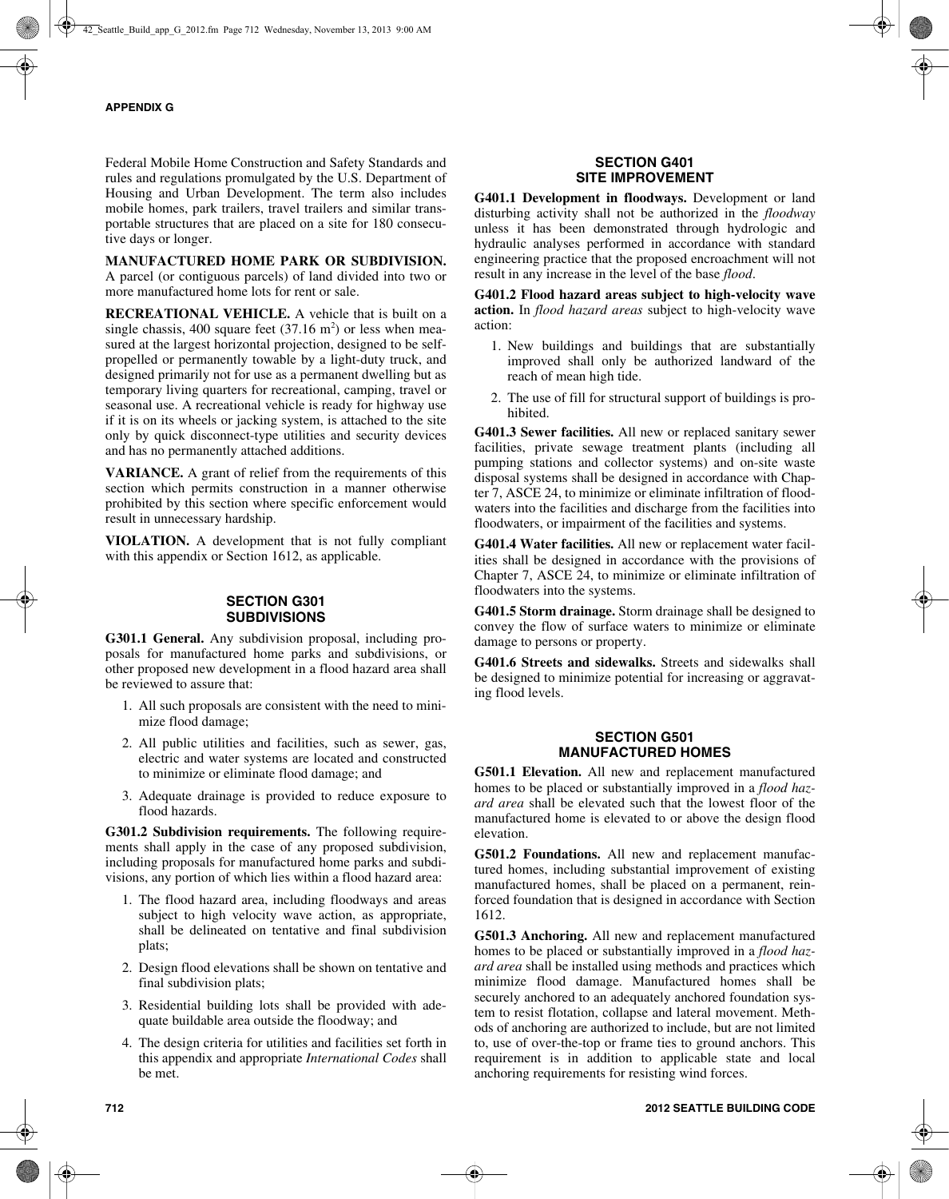Federal Mobile Home Construction and Safety Standards and rules and regulations promulgated by the U.S. Department of Housing and Urban Development. The term also includes mobile homes, park trailers, travel trailers and similar transportable structures that are placed on a site for 180 consecutive days or longer.

**MANUFACTURED HOME PARK OR SUBDIVISION.** A parcel (or contiguous parcels) of land divided into two or more manufactured home lots for rent or sale.

**RECREATIONAL VEHICLE.** A vehicle that is built on a single chassis, 400 square feet (37.16 $m^2$) or less when measured at the largest horizontal projection, designed to be self-propelled or permanently towable by a light-duty truck, and designed primarily not for use as a permanent dwelling but as temporary living quarters for recreational, camping, travel or seasonal use. A recreational vehicle is ready for highway use if it is on its wheels or jacking system, is attached to the site only by quick disconnect-type utilities and security devices and has no permanently attached additions.

**VARIANCE.** A grant of relief from the requirements of this section which permits construction in a manner otherwise prohibited by this section where specific enforcement would result in unnecessary hardship.

**VIOLATION.** A development that is not fully compliant with this appendix or Section 1612, as applicable.

## SECTION G301 SUBDIVISIONS

**G301.1 General.** Any subdivision proposal, including proposals for manufactured home parks and subdivisions, or other proposed new development in a flood hazard area shall be reviewed to assure that:

1. All such proposals are consistent with the need to minimize flood damage;
2. All public utilities and facilities, such as sewer, gas, electric and water systems are located and constructed to minimize or eliminate flood damage; and
3. Adequate drainage is provided to reduce exposure to flood hazards.

**G301.2 Subdivision requirements.** The following requirements shall apply in the case of any proposed subdivision, including proposals for manufactured home parks and subdivisions, any portion of which lies within a flood hazard area:

1. The flood hazard area, including floodways and areas subject to high velocity wave action, as appropriate, shall be delineated on tentative and final subdivision plats;
2. Design flood elevations shall be shown on tentative and final subdivision plats;
3. Residential building lots shall be provided with adequate buildable area outside the floodway; and
4. The design criteria for utilities and facilities set forth in this appendix and appropriate *International Codes* shall be met.

## SECTION G401 SITE IMPROVEMENT

**G401.1 Development in floodways.** Development or land disturbing activity shall not be authorized in the *floodway* unless it has been demonstrated through hydrologic and hydraulic analyses performed in accordance with standard engineering practice that the proposed encroachment will not result in any increase in the level of the base *flood*.

**G401.2 Flood hazard areas subject to high-velocity wave action.** In *flood hazard areas* subject to high-velocity wave action:

1. New buildings and buildings that are substantially improved shall only be authorized landward of the reach of mean high tide.
2. The use of fill for structural support of buildings is prohibited.

**G401.3 Sewer facilities.** All new or replaced sanitary sewer facilities, private sewage treatment plants (including all pumping stations and collector systems) and on-site waste disposal systems shall be designed in accordance with Chapter 7, ASCE 24, to minimize or eliminate infiltration of floodwaters into the facilities and discharge from the facilities into floodwaters, or impairment of the facilities and systems.

**G401.4 Water facilities.** All new or replacement water facilities shall be designed in accordance with the provisions of Chapter 7, ASCE 24, to minimize or eliminate infiltration of floodwaters into the systems.

**G401.5 Storm drainage.** Storm drainage shall be designed to convey the flow of surface waters to minimize or eliminate damage to persons or property.

**G401.6 Streets and sidewalks.** Streets and sidewalks shall be designed to minimize potential for increasing or aggravating flood levels.

## SECTION G501 MANUFACTURED HOMES

**G501.1 Elevation.** All new and replacement manufactured homes to be placed or substantially improved in a *flood hazard area* shall be elevated such that the lowest floor of the manufactured home is elevated to or above the design flood elevation.

**G501.2 Foundations.** All new and replacement manufactured homes, including substantial improvement of existing manufactured homes, shall be placed on a permanent, reinforced foundation that is designed in accordance with Section 1612.

**G501.3 Anchoring.** All new and replacement manufactured homes to be placed or substantially improved in a *flood hazard area* shall be installed using methods and practices which minimize flood damage. Manufactured homes shall be securely anchored to an adequately anchored foundation system to resist flotation, collapse and lateral movement. Methods of anchoring are authorized to include, but are not limited to, use of over-the-top or frame ties to ground anchors. This requirement is in addition to applicable state and local anchoring requirements for resisting wind forces.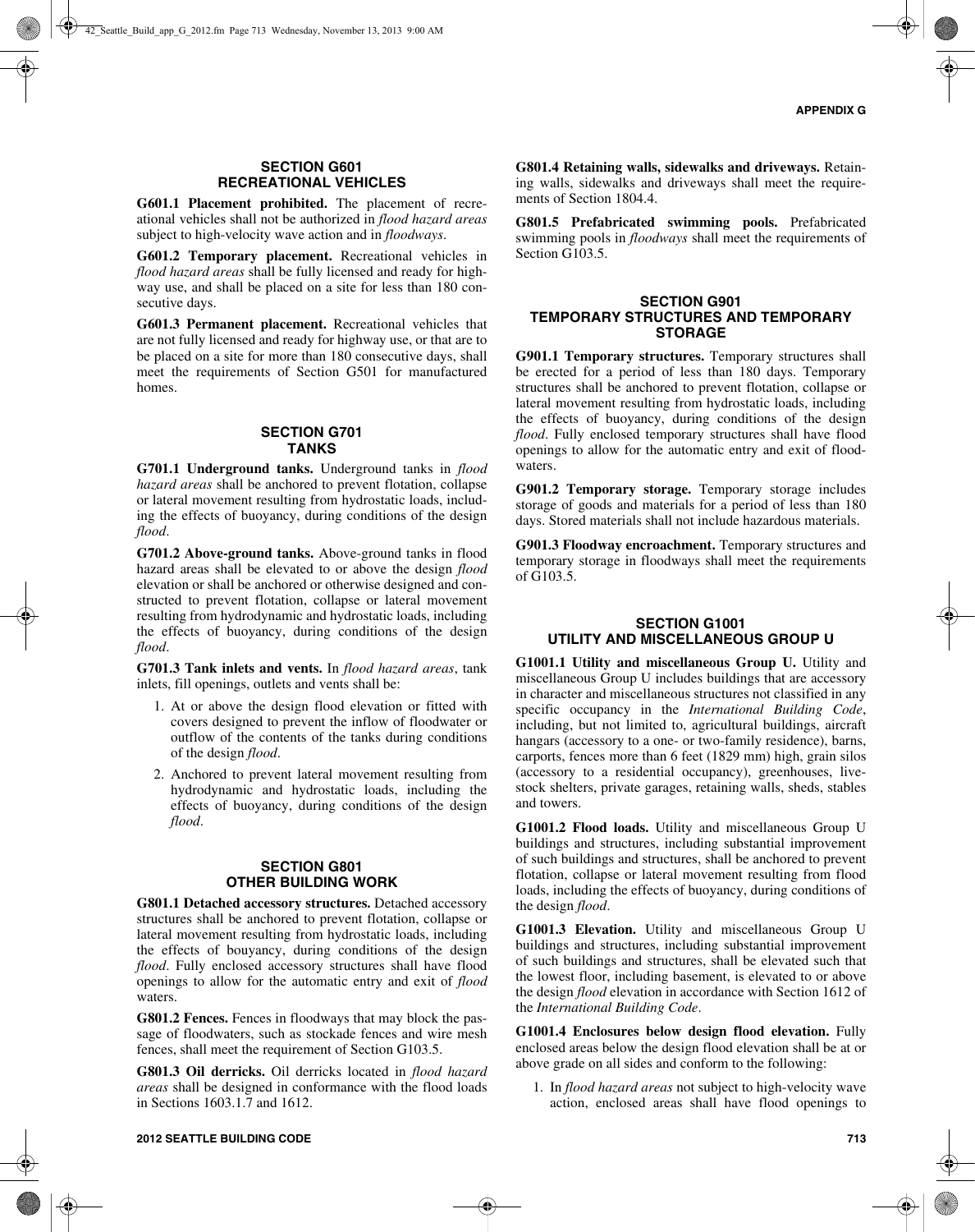## SECTION G601 RECREATIONAL VEHICLES

**G601.1 Placement prohibited.** The placement of recreational vehicles shall not be authorized in *flood hazard areas* subject to high-velocity wave action and in *floodways*.

**G601.2 Temporary placement.** Recreational vehicles in *flood hazard areas* shall be fully licensed and ready for highway use, and shall be placed on a site for less than 180 consecutive days.

**G601.3 Permanent placement.** Recreational vehicles that are not fully licensed and ready for highway use, or that are to be placed on a site for more than 180 consecutive days, shall meet the requirements of Section G501 for manufactured homes.

## SECTION G701 TANKS

**G701.1 Underground tanks.** Underground tanks in *flood hazard areas* shall be anchored to prevent flotation, collapse or lateral movement resulting from hydrostatic loads, including the effects of buoyancy, during conditions of the design *flood*.

**G701.2 Above-ground tanks.** Above-ground tanks in flood hazard areas shall be elevated to or above the design *flood* elevation or shall be anchored or otherwise designed and constructed to prevent flotation, collapse or lateral movement resulting from hydrodynamic and hydrostatic loads, including the effects of buoyancy, during conditions of the design *flood*.

**G701.3 Tank inlets and vents.** In *flood hazard areas*, tank inlets, fill openings, outlets and vents shall be:

1. At or above the design flood elevation or fitted with covers designed to prevent the inflow of floodwater or outflow of the contents of the tanks during conditions of the design *flood*.
2. Anchored to prevent lateral movement resulting from hydrodynamic and hydrostatic loads, including the effects of buoyancy, during conditions of the design *flood*.

## SECTION G801 OTHER BUILDING WORK

**G801.1 Detached accessory structures.** Detached accessory structures shall be anchored to prevent flotation, collapse or lateral movement resulting from hydrostatic loads, including the effects of bouyancy, during conditions of the design *flood*. Fully enclosed accessory structures shall have flood openings to allow for the automatic entry and exit of *flood* waters.

**G801.2 Fences.** Fences in floodways that may block the passage of floodwaters, such as stockade fences and wire mesh fences, shall meet the requirement of Section G103.5.

**G801.3 Oil derricks.** Oil derricks located in *flood hazard areas* shall be designed in conformance with the flood loads in Sections 1603.1.7 and 1612.

**G801.4 Retaining walls, sidewalks and driveways.** Retaining walls, sidewalks and driveways shall meet the requirements of Section 1804.4.

**G801.5 Prefabricated swimming pools.** Prefabricated swimming pools in *floodways* shall meet the requirements of Section G103.5.

## SECTION G901 TEMPORARY STRUCTURES AND TEMPORARY STORAGE

**G901.1 Temporary structures.** Temporary structures shall be erected for a period of less than 180 days. Temporary structures shall be anchored to prevent flotation, collapse or lateral movement resulting from hydrostatic loads, including the effects of buoyancy, during conditions of the design *flood*. Fully enclosed temporary structures shall have flood openings to allow for the automatic entry and exit of floodwaters.

**G901.2 Temporary storage.** Temporary storage includes storage of goods and materials for a period of less than 180 days. Stored materials shall not include hazardous materials.

**G901.3 Floodway encroachment.** Temporary structures and temporary storage in floodways shall meet the requirements of G103.5.

## SECTION G1001 UTILITY AND MISCELLANEOUS GROUP U

**G1001.1 Utility and miscellaneous Group U.** Utility and miscellaneous Group U includes buildings that are accessory in character and miscellaneous structures not classified in any specific occupancy in the *International Building Code*, including, but not limited to, agricultural buildings, aircraft hangars (accessory to a one- or two-family residence), barns, carports, fences more than 6 feet (1829 mm) high, grain silos (accessory to a residential occupancy), greenhouses, livestock shelters, private garages, retaining walls, sheds, stables and towers.

**G1001.2 Flood loads.** Utility and miscellaneous Group U buildings and structures, including substantial improvement of such buildings and structures, shall be anchored to prevent flotation, collapse or lateral movement resulting from flood loads, including the effects of buoyancy, during conditions of the design *flood*.

**G1001.3 Elevation.** Utility and miscellaneous Group U buildings and structures, including substantial improvement of such buildings and structures, shall be elevated such that the lowest floor, including basement, is elevated to or above the design *flood* elevation in accordance with Section 1612 of the *International Building Code*.

**G1001.4 Enclosures below design flood elevation.** Fully enclosed areas below the design flood elevation shall be at or above grade on all sides and conform to the following:

1. In *flood hazard areas* not subject to high-velocity wave action, enclosed areas shall have flood openings to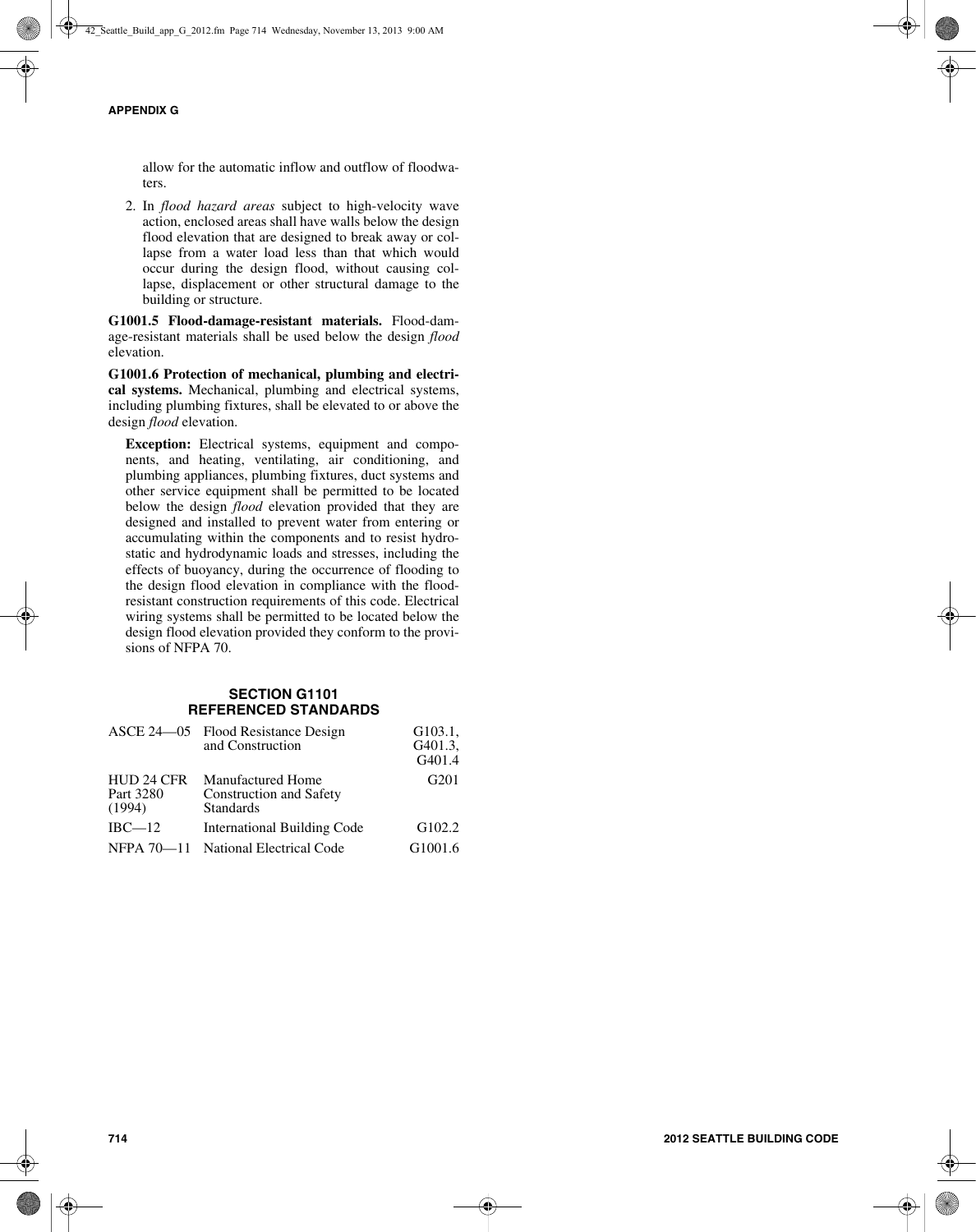allow for the automatic inflow and outflow of floodwaters.

2. In *flood hazard areas* subject to high-velocity wave action, enclosed areas shall have walls below the design flood elevation that are designed to break away or collapse from a water load less than that which would occur during the design flood, without causing collapse, displacement or other structural damage to the building or structure.

**G1001.5 Flood-damage-resistant materials.** Flood-damage-resistant materials shall be used below the design *flood* elevation.

**G1001.6 Protection of mechanical, plumbing and electrical systems.** Mechanical, plumbing and electrical systems, including plumbing fixtures, shall be elevated to or above the design *flood* elevation.

**Exception:** Electrical systems, equipment and components, and heating, ventilating, air conditioning, and plumbing appliances, plumbing fixtures, duct systems and other service equipment shall be permitted to be located below the design *flood* elevation provided that they are designed and installed to prevent water from entering or accumulating within the components and to resist hydrostatic and hydrodynamic loads and stresses, including the effects of buoyancy, during the occurrence of flooding to the design flood elevation in compliance with the flood-resistant construction requirements of this code. Electrical wiring systems shall be permitted to be located below the design flood elevation provided they conform to the provisions of NFPA 70.

## SECTION G1101 REFERENCED STANDARDS

| | | |
|---|---|---|
| ASCE 24—05 | Flood Resistance Design and Construction | G103.1, G401.3, G401.4 |
| HUD 24 CFR Part 3280 (1994) | Manufactured Home Construction and Safety Standards | G201 |
| IBC—12 | International Building Code | G102.2 |
| NFPA 70—11 | National Electrical Code | G1001.6 |